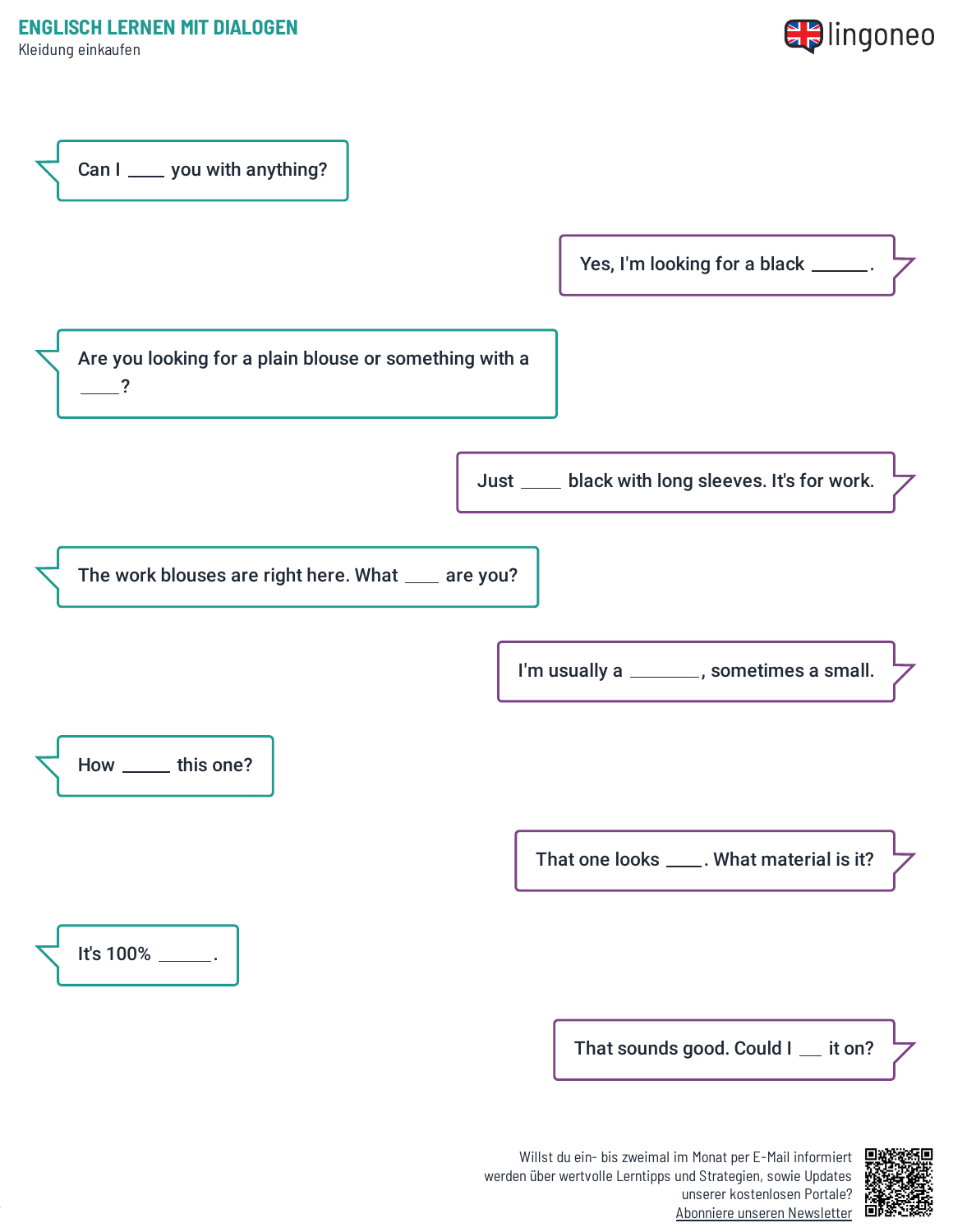# ENGLISCH LERNEN MIT DIALOGEN

Kleidung einkaufen

Can I ____ you with anything?

Yes, I'm looking for a black ______.

Are you looking for a plain blouse or something with a ____?

Just ____ black with long sleeves. It's for work.

The work blouses are right here. What ___ are you?

I'm usually a _______, sometimes a small.

How _____ this one?

That one looks ____. What material is it?

It's 100% ______.

That sounds good. Could I __ it on?

Willst du ein- bis zweimal im Monat per E-Mail informiert werden über wertvolle Lerntipps und Strategien, sowie Updates unserer kostenlosen Portale? Abonniere unseren Newsletter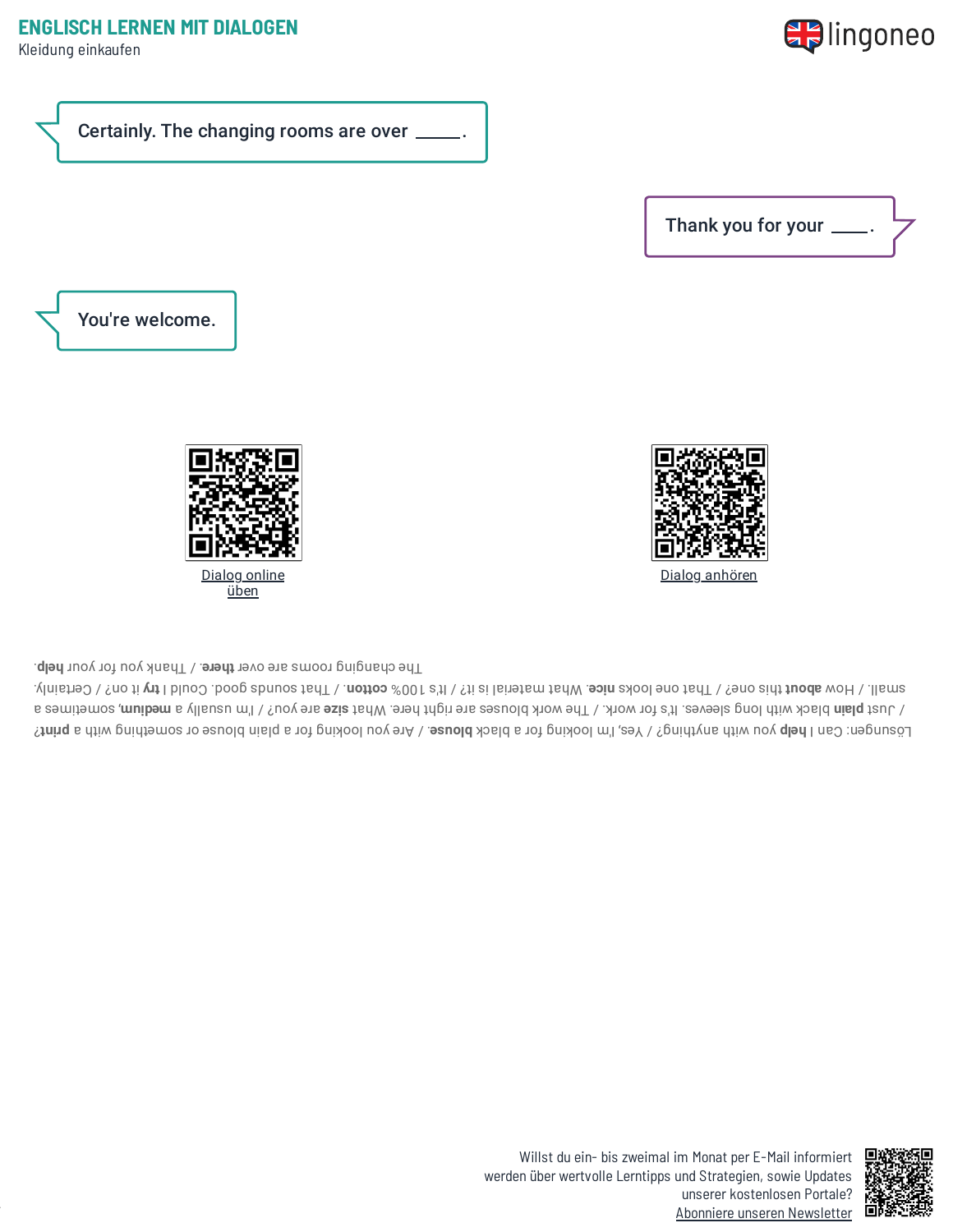Certainly. The changing rooms are over ____.

Thank you for your ____.

You're welcome.

Dialog online üben

Dialog anhören

Lösungen: Can I **help** you with anything? / Yes, I'm looking for a black **blouse**. / Are you looking for a plain blouse or something with a **print**? / Just **plain** black with long sleeves. It's for work. / The work blouses are right here. What **size** are you? / I'm usually a **medium**, sometimes a small. / How **about** this one? / That one looks **nice**. What material is it? / It's 100% **cotton**. / That sounds good. Could I **try** it on? / Certainly. The changing rooms are over **there**. / Thank you for your **help**.

Willst du ein- bis zweimal im Monat per E-Mail informiert werden über wertvolle Lerntipps und Strategien, sowie Updates unserer kostenlosen Portale? Abonniere unseren Newsletter